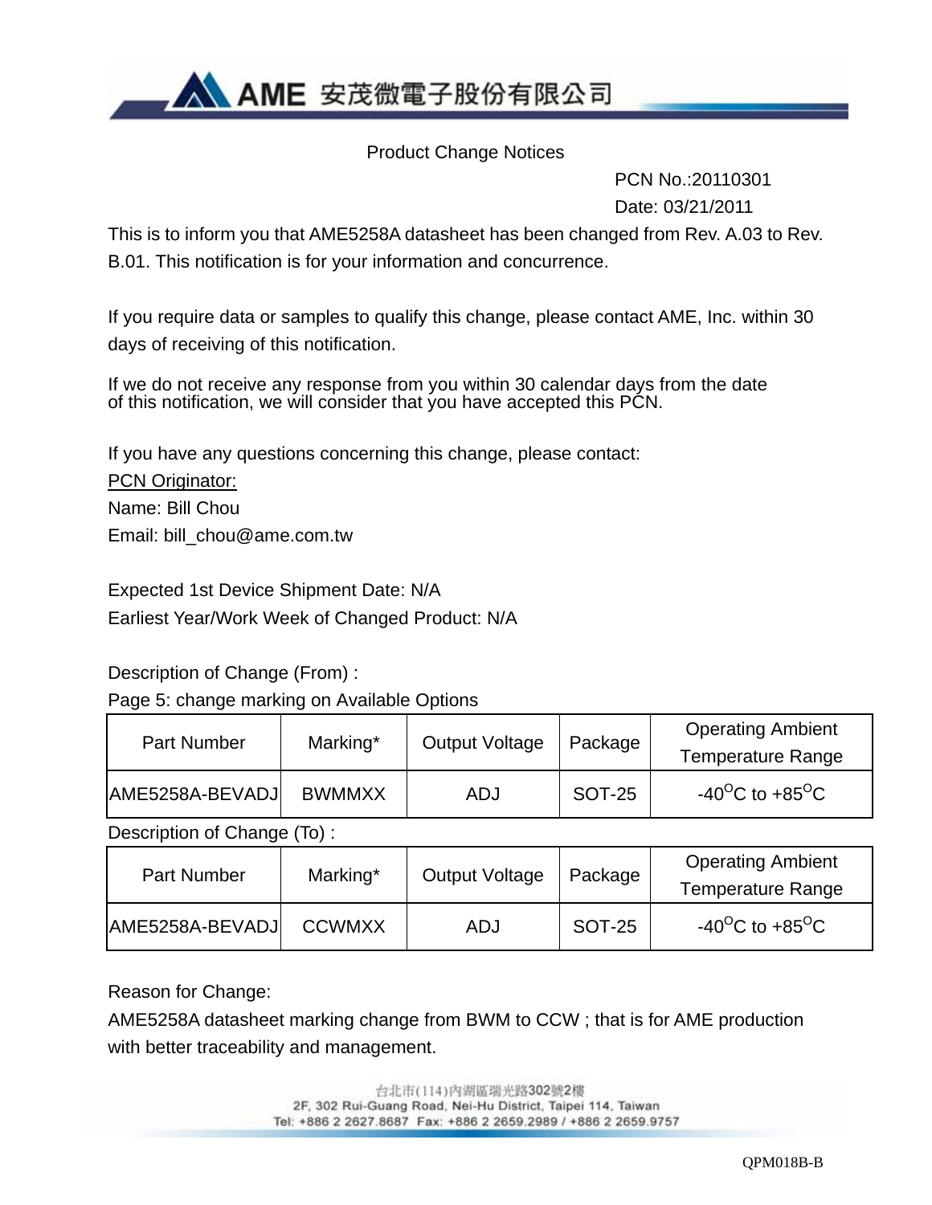AME 安茂微電子股份有限公司

# Product Change Notices

PCN No.:20110301

Date: 03/21/2011

This is to inform you that AME5258A datasheet has been changed from Rev. A.03 to Rev. B.01. This notification is for your information and concurrence.

If you require data or samples to qualify this change, please contact AME, Inc. within 30 days of receiving of this notification.

If we do not receive any response from you within 30 calendar days from the date of this notification, we will consider that you have accepted this PCN.

If you have any questions concerning this change, please contact:

PCN Originator:

Name: Bill Chou

Email: bill_chou@ame.com.tw

Expected 1st Device Shipment Date: N/A

Earliest Year/Work Week of Changed Product: N/A

Description of Change (From) :

Page 5: change marking on Available Options

| Part Number | Marking* | Output Voltage | Package | Operating Ambient Temperature Range |
|---|---|---|---|---|
| AME5258A-BEVADJ | BWMMXX | ADJ | SOT-25 | -40$^{O}$C to +85$^{O}$C |

Description of Change (To) :

| Part Number | Marking* | Output Voltage | Package | Operating Ambient Temperature Range |
|---|---|---|---|---|
| AME5258A-BEVADJ | CCWMXX | ADJ | SOT-25 | -40$^{O}$C to +85$^{O}$C |

Reason for Change:

AME5258A datasheet marking change from BWM to CCW ; that is for AME production with better traceability and management.

台北市(114)內湖區瑞光路302號2樓
2F, 302 Rui-Guang Road, Nei-Hu District, Taipei 114, Taiwan
Tel: +886 2 2627.8687 Fax: +886 2 2659.2989 / +886 2 2659.9757

QPM018B-B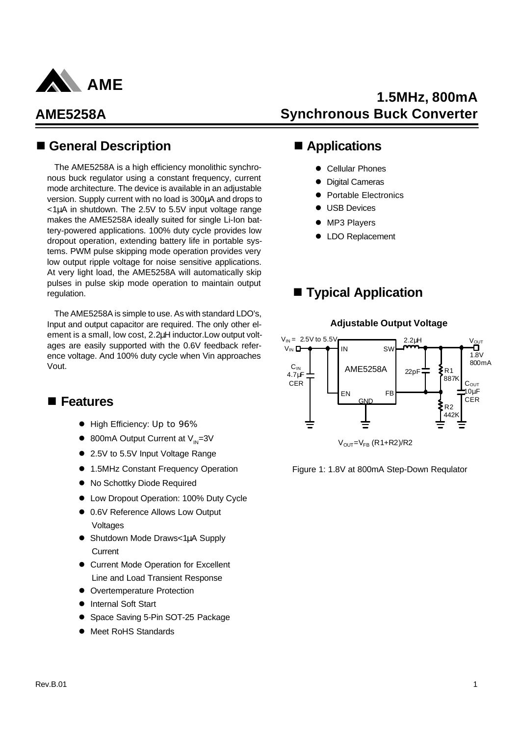# AME5258A

## 1.5MHz, 800mA Synchronous Buck Converter

## ■ General Description

The AME5258A is a high efficiency monolithic synchronous buck regulator using a constant frequency, current mode architecture. The device is available in an adjustable version. Supply current with no load is 300µA and drops to <1µA in shutdown. The 2.5V to 5.5V input voltage range makes the AME5258A ideally suited for single Li-Ion battery-powered applications. 100% duty cycle provides low dropout operation, extending battery life in portable systems. PWM pulse skipping mode operation provides very low output ripple voltage for noise sensitive applications. At very light load, the AME5258A will automatically skip pulses in pulse skip mode operation to maintain output regulation.

The AME5258A is simple to use. As with standard LDO's, Input and output capacitor are required. The only other element is a small, low cost, 2.2µH inductor.Low output voltages are easily supported with the 0.6V feedback reference voltage. And 100% duty cycle when Vin approaches Vout.

## ■ Features

- High Efficiency: Up to 96%
- 800mA Output Current at $V_{IN}$=3V
- 2.5V to 5.5V Input Voltage Range
- 1.5MHz Constant Frequency Operation
- No Schottky Diode Required
- Low Dropout Operation: 100% Duty Cycle
- 0.6V Reference Allows Low Output Voltages
- Shutdown Mode Draws<1µA Supply Current
- Current Mode Operation for Excellent Line and Load Transient Response
- Overtemperature Protection
- Internal Soft Start
- Space Saving 5-Pin SOT-25 Package
- Meet RoHS Standards

## ■ Applications

- Cellular Phones
- Digital Cameras
- Portable Electronics
- USB Devices
- MP3 Players
- LDO Replacement

## ■ Typical Application

**Adjustable Output Voltage**

$V_{IN}$ = 2.5V to 5.5V, $C_{IN}$ 4.7µF CER, 2.2µH, 22pF, R1 887K, R2 442K, $C_{OUT}$ 10µF CER, $V_{OUT}$ 1.8V 800mA

$V_{OUT}=V_{FB}$ (R1+R2)/R2

Figure 1: 1.8V at 800mA Step-Down Requlator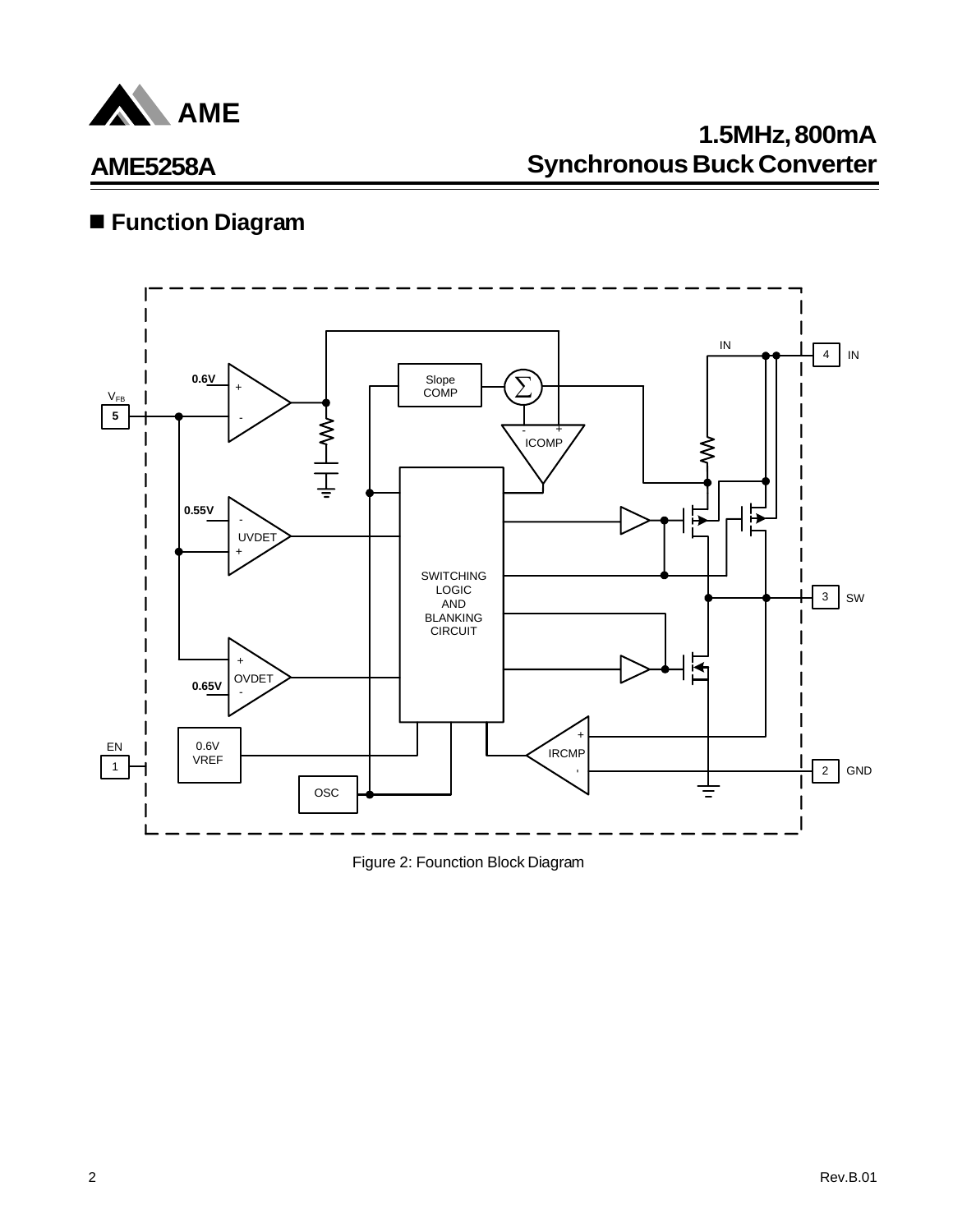## ■ Function Diagram

Figure 2: Founction Block Diagram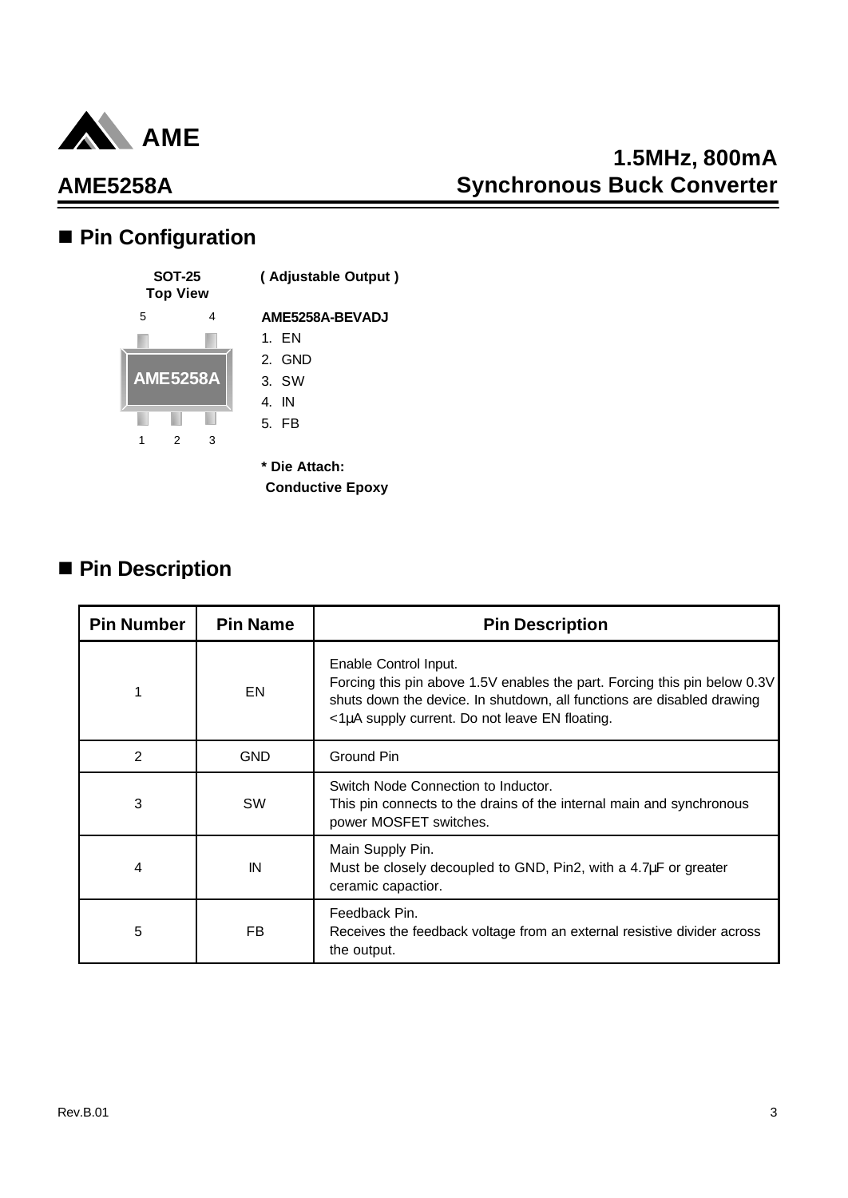## ■ Pin Configuration

SOT-25
Top View

5 4

AME5258A

1 2 3

( Adjustable Output )

**AME5258A-BEVADJ**

1. EN
2. GND
3. SW
4. IN
5. FB

**\* Die Attach:**
**Conductive Epoxy**

## ■ Pin Description

| Pin Number | Pin Name | Pin Description |
|---|---|---|
| 1 | EN | Enable Control Input. Forcing this pin above 1.5V enables the part. Forcing this pin below 0.3V shuts down the device. In shutdown, all functions are disabled drawing <1µA supply current. Do not leave EN floating. |
| 2 | GND | Ground Pin |
| 3 | SW | Switch Node Connection to Inductor. This pin connects to the drains of the internal main and synchronous power MOSFET switches. |
| 4 | IN | Main Supply Pin. Must be closely decoupled to GND, Pin2, with a 4.7µF or greater ceramic capactior. |
| 5 | FB | Feedback Pin. Receives the feedback voltage from an external resistive divider across the output. |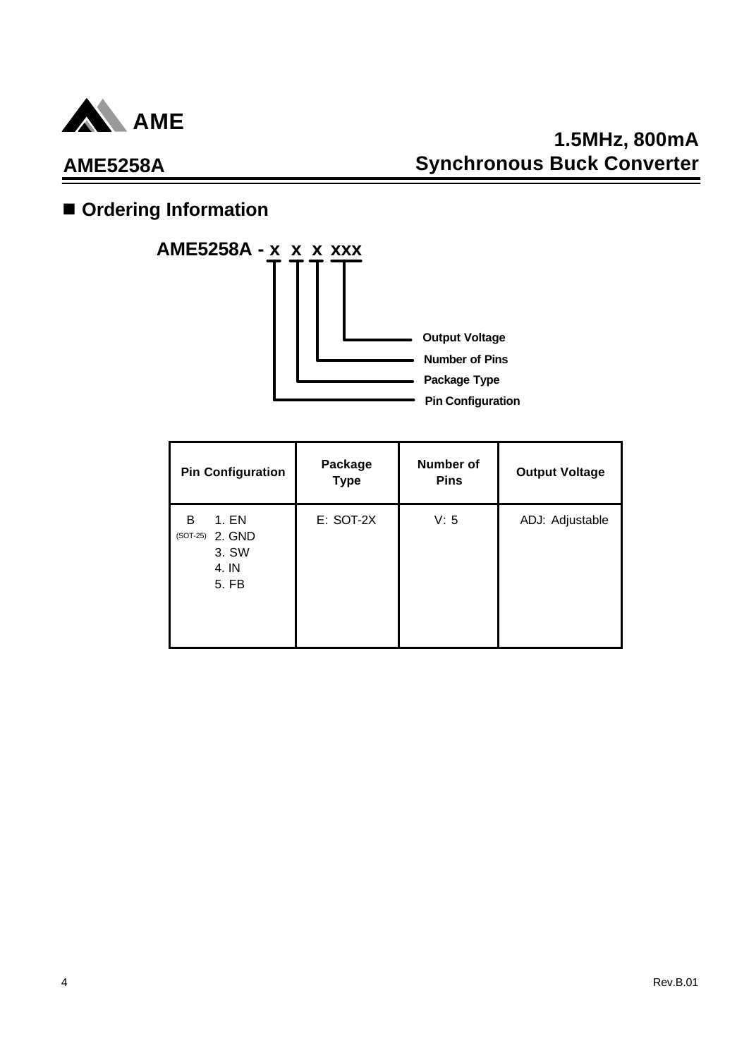## Ordering Information

**AME5258A - x x x xxx**

- Output Voltage (xxx)
- Number of Pins (third x)
- Package Type (second x)
- Pin Configuration (first x)

| Pin Configuration | Package Type | Number of Pins | Output Voltage |
|---|---|---|---|
| B (SOT-25) 1. EN 2. GND 3. SW 4. IN 5. FB | E: SOT-2X | V: 5 | ADJ: Adjustable |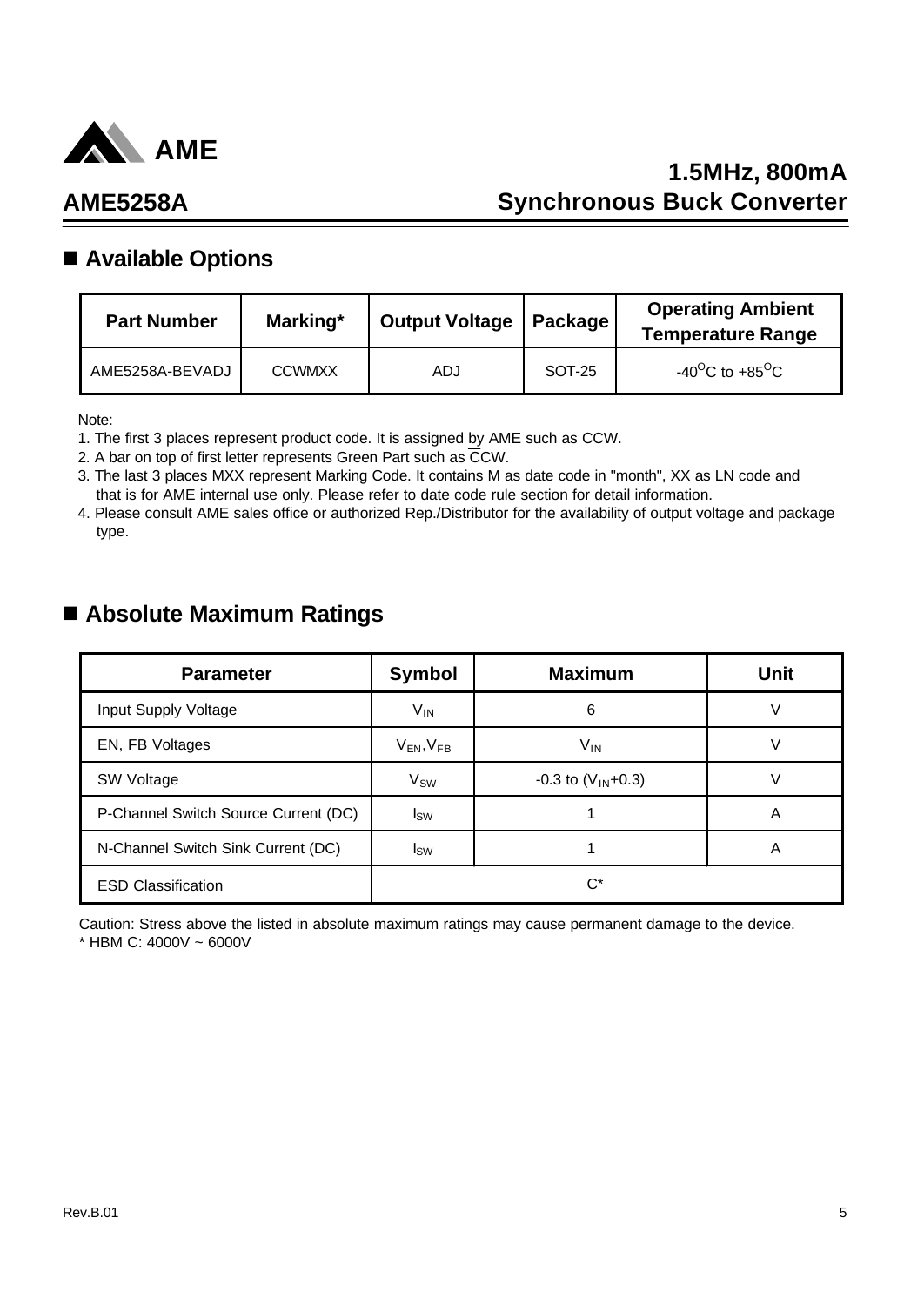## ■ Available Options

| Part Number | Marking* | Output Voltage | Package | Operating Ambient Temperature Range |
|---|---|---|---|---|
| AME5258A-BEVADJ | CCWMXX | ADJ | SOT-25 | $-40^{O}C$ to $+85^{O}C$ |

Note:

1. The first 3 places represent product code. It is assigned by AME such as CCW.
2. A bar on top of first letter represents Green Part such as $\overline{C}$CW.
3. The last 3 places MXX represent Marking Code. It contains M as date code in "month", XX as LN code and that is for AME internal use only. Please refer to date code rule section for detail information.
4. Please consult AME sales office or authorized Rep./Distributor for the availability of output voltage and package type.

## ■ Absolute Maximum Ratings

| Parameter | Symbol | Maximum | Unit |
|---|---|---|---|
| Input Supply Voltage | $V_{IN}$ | 6 | V |
| EN, FB Voltages | $V_{EN}$,$V_{FB}$ | $V_{IN}$ | V |
| SW Voltage | $V_{SW}$ | -0.3 to ($V_{IN}$+0.3) | V |
| P-Channel Switch Source Current (DC) | $I_{SW}$ | 1 | A |
| N-Channel Switch Sink Current (DC) | $I_{SW}$ | 1 | A |
| ESD Classification | C* | | |

Caution: Stress above the listed in absolute maximum ratings may cause permanent damage to the device.

* HBM C: 4000V ~ 6000V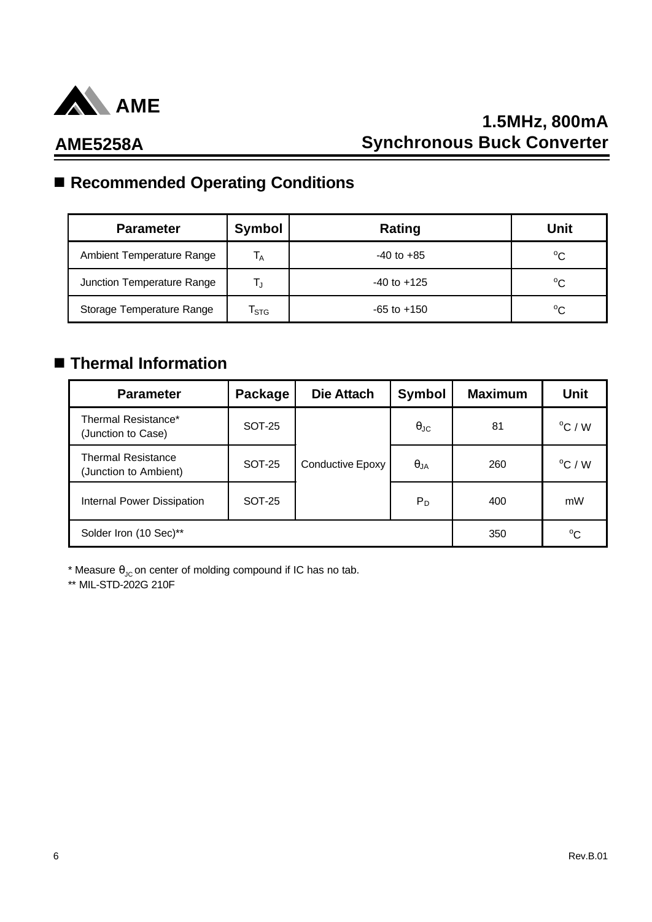## ■ Recommended Operating Conditions

| Parameter | Symbol | Rating | Unit |
|---|---|---|---|
| Ambient Temperature Range | $T_A$ | -40 to +85 | $^oC$ |
| Junction Temperature Range | $T_J$ | -40 to +125 | $^oC$ |
| Storage Temperature Range | $T_{STG}$ | -65 to +150 | $^oC$ |

## ■ Thermal Information

| Parameter | Package | Die Attach | Symbol | Maximum | Unit |
|---|---|---|---|---|---|
| Thermal Resistance* (Junction to Case) | SOT-25 | Conductive Epoxy | $\theta_{JC}$ | 81 | $^oC$ / W |
| Thermal Resistance (Junction to Ambient) | SOT-25 | | $\theta_{JA}$ | 260 | $^oC$ / W |
| Internal Power Dissipation | SOT-25 | | $P_D$ | 400 | mW |
| Solder Iron (10 Sec)** | | | | 350 | $^oC$ |

* Measure $\theta_{JC}$ on center of molding compound if IC has no tab.

** MIL-STD-202G 210F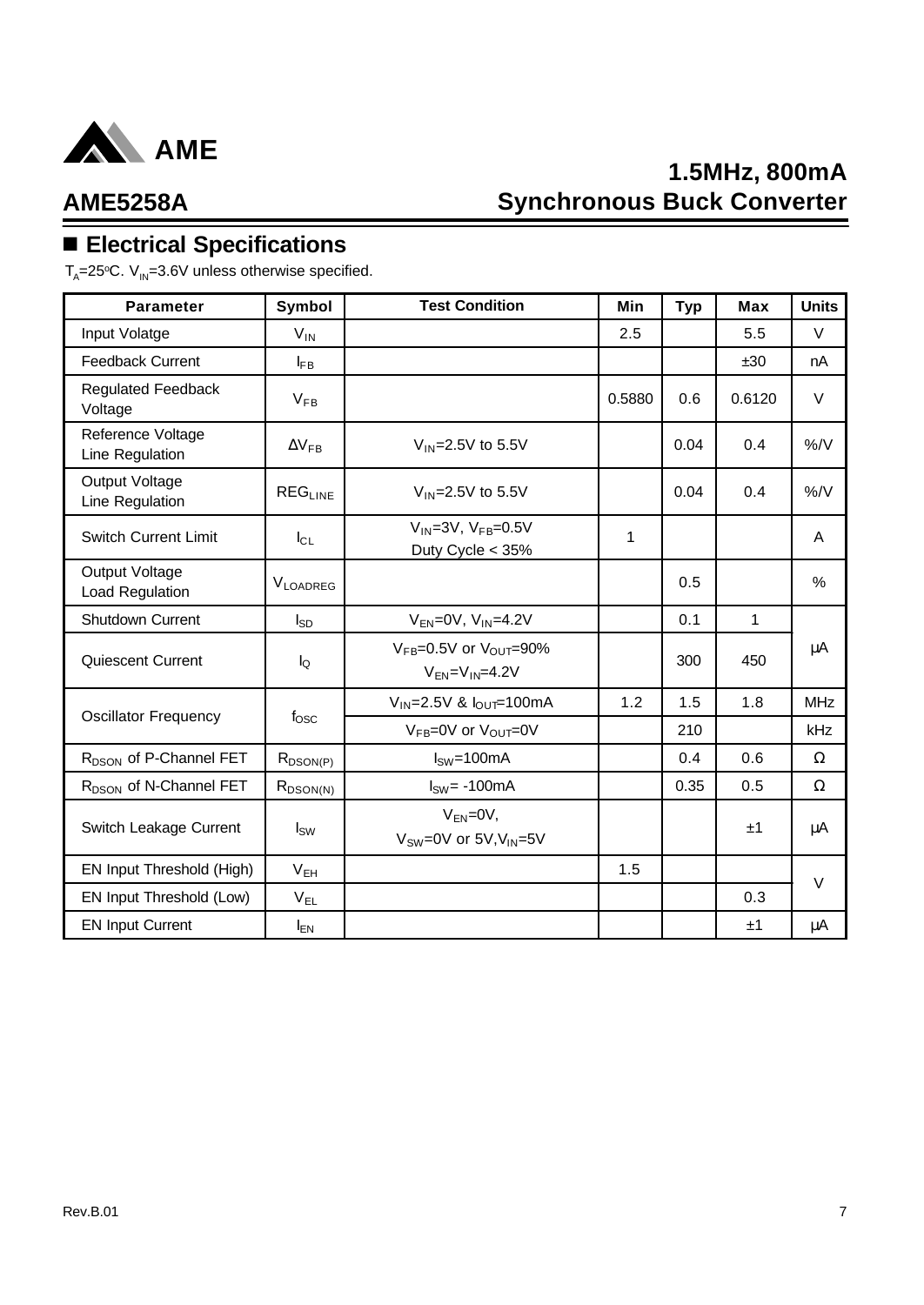## ■ Electrical Specifications

$T_A$=25°C. $V_{IN}$=3.6V unless otherwise specified.

| Parameter | Symbol | Test Condition | Min | Typ | Max | Units |
|---|---|---|---|---|---|---|
| Input Volatge | $V_{IN}$ | | 2.5 | | 5.5 | V |
| Feedback Current | $I_{FB}$ | | | | ±30 | nA |
| Regulated Feedback Voltage | $V_{FB}$ | | 0.5880 | 0.6 | 0.6120 | V |
| Reference Voltage Line Regulation | $\Delta V_{FB}$ | $V_{IN}$=2.5V to 5.5V | | 0.04 | 0.4 | %/V |
| Output Voltage Line Regulation | $REG_{LINE}$ | $V_{IN}$=2.5V to 5.5V | | 0.04 | 0.4 | %/V |
| Switch Current Limit | $I_{CL}$ | $V_{IN}$=3V, $V_{FB}$=0.5V Duty Cycle < 35% | 1 | | | A |
| Output Voltage Load Regulation | $V_{LOADREG}$ | | | 0.5 | | % |
| Shutdown Current | $I_{SD}$ | $V_{EN}$=0V, $V_{IN}$=4.2V | | 0.1 | 1 | μA |
| Quiescent Current | $I_Q$ | $V_{FB}$=0.5V or $V_{OUT}$=90% $V_{EN}$=$V_{IN}$=4.2V | | 300 | 450 | μA |
| Oscillator Frequency | $f_{OSC}$ | $V_{IN}$=2.5V & $I_{OUT}$=100mA | 1.2 | 1.5 | 1.8 | MHz |
| | | $V_{FB}$=0V or $V_{OUT}$=0V | | 210 | | kHz |
| $R_{DSON}$ of P-Channel FET | $R_{DSON(P)}$ | $I_{SW}$=100mA | | 0.4 | 0.6 | Ω |
| $R_{DSON}$ of N-Channel FET | $R_{DSON(N)}$ | $I_{SW}$= -100mA | | 0.35 | 0.5 | Ω |
| Switch Leakage Current | $I_{SW}$ | $V_{EN}$=0V, $V_{SW}$=0V or 5V,$V_{IN}$=5V | | | ±1 | μA |
| EN Input Threshold (High) | $V_{EH}$ | | 1.5 | | | V |
| EN Input Threshold (Low) | $V_{EL}$ | | | | 0.3 | V |
| EN Input Current | $I_{EN}$ | | | | ±1 | μA |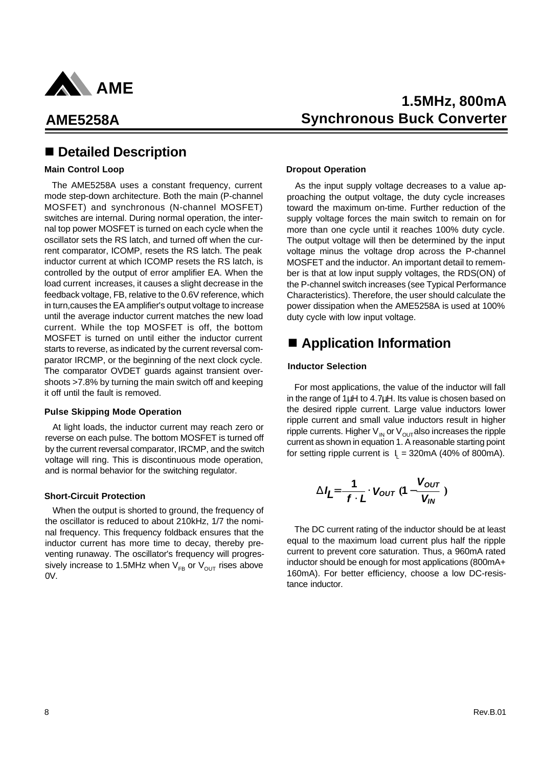## ■ Detailed Description

### Main Control Loop

The AME5258A uses a constant frequency, current mode step-down architecture. Both the main (P-channel MOSFET) and synchronous (N-channel MOSFET) switches are internal. During normal operation, the internal top power MOSFET is turned on each cycle when the oscillator sets the RS latch, and turned off when the current comparator, ICOMP, resets the RS latch. The peak inductor current at which ICOMP resets the RS latch, is controlled by the output of error amplifier EA. When the load current increases, it causes a slight decrease in the feedback voltage, FB, relative to the 0.6V reference, which in turn,causes the EA amplifier's output voltage to increase until the average inductor current matches the new load current. While the top MOSFET is off, the bottom MOSFET is turned on until either the inductor current starts to reverse, as indicated by the current reversal comparator IRCMP, or the beginning of the next clock cycle. The comparator OVDET guards against transient overshoots >7.8% by turning the main switch off and keeping it off until the fault is removed.

### Pulse Skipping Mode Operation

At light loads, the inductor current may reach zero or reverse on each pulse. The bottom MOSFET is turned off by the current reversal comparator, IRCMP, and the switch voltage will ring. This is discontinuous mode operation, and is normal behavior for the switching regulator.

### Short-Circuit Protection

When the output is shorted to ground, the frequency of the oscillator is reduced to about 210kHz, 1/7 the nominal frequency. This frequency foldback ensures that the inductor current has more time to decay, thereby preventing runaway. The oscillator's frequency will progressively increase to 1.5MHz when $V_{FB}$ or $V_{OUT}$ rises above 0V.

### Dropout Operation

As the input supply voltage decreases to a value approaching the output voltage, the duty cycle increases toward the maximum on-time. Further reduction of the supply voltage forces the main switch to remain on for more than one cycle until it reaches 100% duty cycle. The output voltage will then be determined by the input voltage minus the voltage drop across the P-channel MOSFET and the inductor. An important detail to remember is that at low input supply voltages, the RDS(ON) of the P-channel switch increases (see Typical Performance Characteristics). Therefore, the user should calculate the power dissipation when the AME5258A is used at 100% duty cycle with low input voltage.

## ■ Application Information

### Inductor Selection

For most applications, the value of the inductor will fall in the range of 1μH to 4.7μH. Its value is chosen based on the desired ripple current. Large value inductors lower ripple current and small value inductors result in higher ripple currents. Higher $V_{IN}$ or $V_{OUT}$ also increases the ripple current as shown in equation 1. A reasonable starting point for setting ripple current is $I_L$ = 320mA (40% of 800mA).

$$\Delta I_L = \frac{1}{f \cdot L} \cdot V_{OUT} \left(1 - \frac{V_{OUT}}{V_{IN}}\right)$$

The DC current rating of the inductor should be at least equal to the maximum load current plus half the ripple current to prevent core saturation. Thus, a 960mA rated inductor should be enough for most applications (800mA+ 160mA). For better efficiency, choose a low DC-resistance inductor.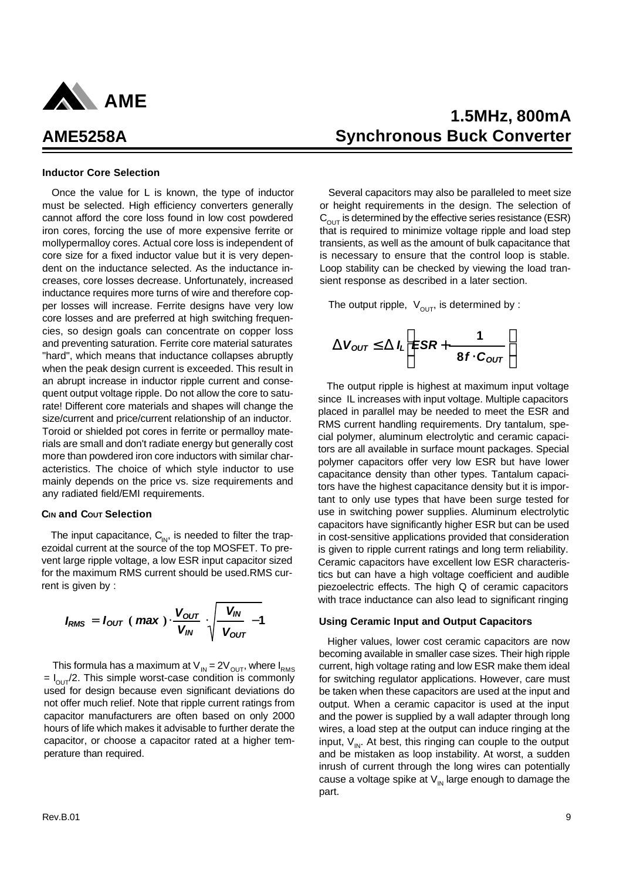### Inductor Core Selection

Once the value for L is known, the type of inductor must be selected. High efficiency converters generally cannot afford the core loss found in low cost powdered iron cores, forcing the use of more expensive ferrite or mollypermalloy cores. Actual core loss is independent of core size for a fixed inductor value but it is very dependent on the inductance selected. As the inductance increases, core losses decrease. Unfortunately, increased inductance requires more turns of wire and therefore copper losses will increase. Ferrite designs have very low core losses and are preferred at high switching frequencies, so design goals can concentrate on copper loss and preventing saturation. Ferrite core material saturates "hard", which means that inductance collapses abruptly when the peak design current is exceeded. This result in an abrupt increase in inductor ripple current and consequent output voltage ripple. Do not allow the core to saturate! Different core materials and shapes will change the size/current and price/current relationship of an inductor. Toroid or shielded pot cores in ferrite or permalloy materials are small and don't radiate energy but generally cost more than powdered iron core inductors with similar characteristics. The choice of which style inductor to use mainly depends on the price vs. size requirements and any radiated field/EMI requirements.

### $C_{IN}$ and $C_{OUT}$ Selection

The input capacitance, $C_{IN}$, is needed to filter the trapezoidal current at the source of the top MOSFET. To prevent large ripple voltage, a low ESR input capacitor sized for the maximum RMS current should be used.RMS current is given by :

$$I_{RMS} = I_{OUT}\,(max) \cdot \frac{V_{OUT}}{V_{IN}} \cdot \sqrt{\frac{V_{IN}}{V_{OUT}} - 1}$$

This formula has a maximum at $V_{IN} = 2V_{OUT}$, where $I_{RMS} = I_{OUT}/2$. This simple worst-case condition is commonly used for design because even significant deviations do not offer much relief. Note that ripple current ratings from capacitor manufacturers are often based on only 2000 hours of life which makes it advisable to further derate the capacitor, or choose a capacitor rated at a higher temperature than required.

Several capacitors may also be paralleled to meet size or height requirements in the design. The selection of $C_{OUT}$ is determined by the effective series resistance (ESR) that is required to minimize voltage ripple and load step transients, as well as the amount of bulk capacitance that is necessary to ensure that the control loop is stable. Loop stability can be checked by viewing the load transient response as described in a later section.

The output ripple, $V_{OUT}$, is determined by :

$$\Delta V_{OUT} \leq \Delta I_L \left( ESR + \frac{1}{8f \cdot C_{OUT}} \right)$$

The output ripple is highest at maximum input voltage since IL increases with input voltage. Multiple capacitors placed in parallel may be needed to meet the ESR and RMS current handling requirements. Dry tantalum, special polymer, aluminum electrolytic and ceramic capacitors are all available in surface mount packages. Special polymer capacitors offer very low ESR but have lower capacitance density than other types. Tantalum capacitors have the highest capacitance density but it is important to only use types that have been surge tested for use in switching power supplies. Aluminum electrolytic capacitors have significantly higher ESR but can be used in cost-sensitive applications provided that consideration is given to ripple current ratings and long term reliability. Ceramic capacitors have excellent low ESR characteristics but can have a high voltage coefficient and audible piezoelectric effects. The high Q of ceramic capacitors with trace inductance can also lead to significant ringing

### Using Ceramic Input and Output Capacitors

Higher values, lower cost ceramic capacitors are now becoming available in smaller case sizes. Their high ripple current, high voltage rating and low ESR make them ideal for switching regulator applications. However, care must be taken when these capacitors are used at the input and output. When a ceramic capacitor is used at the input and the power is supplied by a wall adapter through long wires, a load step at the output can induce ringing at the input, $V_{IN}$. At best, this ringing can couple to the output and be mistaken as loop instability. At worst, a sudden inrush of current through the long wires can potentially cause a voltage spike at $V_{IN}$ large enough to damage the part.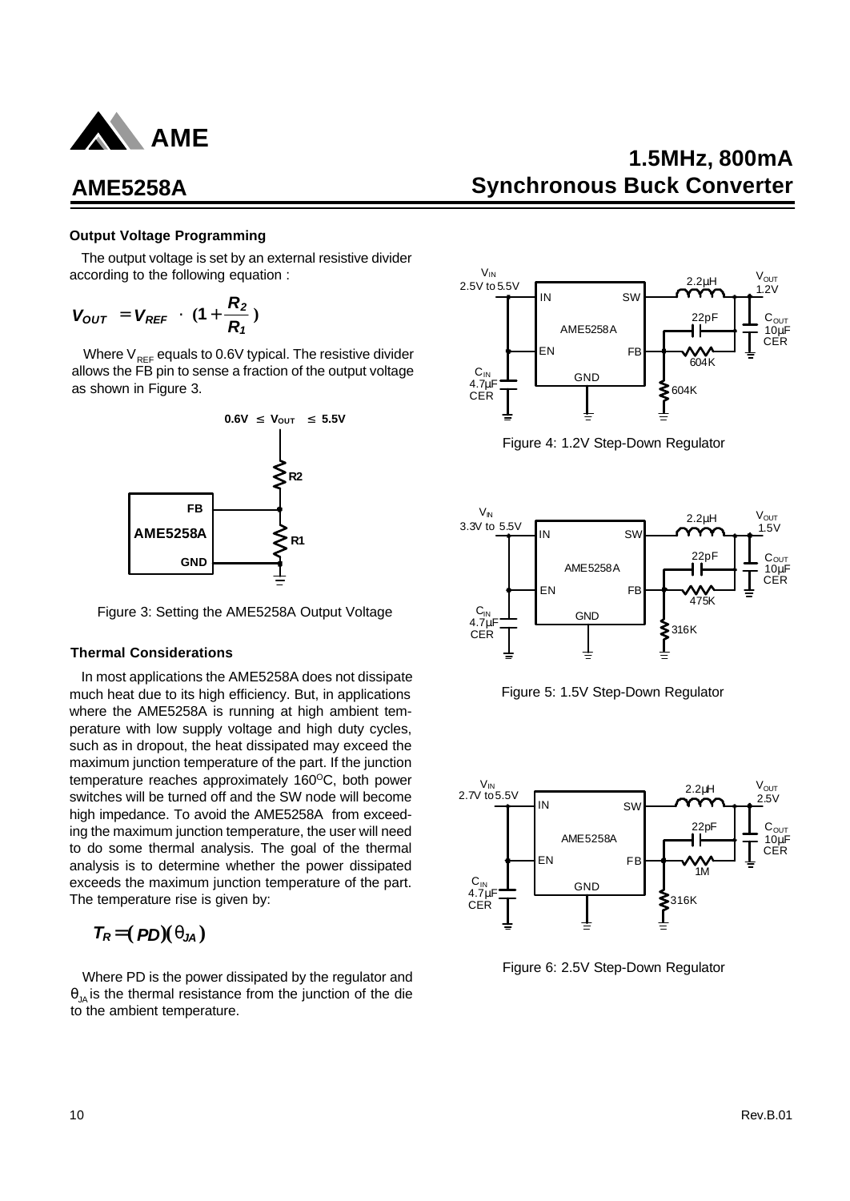### Output Voltage Programming

The output voltage is set by an external resistive divider according to the following equation :

$$V_{OUT} = V_{REF} \cdot \left(1 + \frac{R_2}{R_1}\right)$$

Where $V_{REF}$ equals to 0.6V typical. The resistive divider allows the FB pin to sense a fraction of the output voltage as shown in Figure 3.

Figure 3: Setting the AME5258A Output Voltage

### Thermal Considerations

In most applications the AME5258A does not dissipate much heat due to its high efficiency. But, in applications where the AME5258A is running at high ambient temperature with low supply voltage and high duty cycles, such as in dropout, the heat dissipated may exceed the maximum junction temperature of the part. If the junction temperature reaches approximately 160$^{O}$C, both power switches will be turned off and the SW node will become high impedance. To avoid the AME5258A from exceeding the maximum junction temperature, the user will need to do some thermal analysis. The goal of the thermal analysis is to determine whether the power dissipated exceeds the maximum junction temperature of the part. The temperature rise is given by:

$$T_R = (PD)(\theta_{JA})$$

Where PD is the power dissipated by the regulator and $\theta_{JA}$ is the thermal resistance from the junction of the die to the ambient temperature.

Figure 4: 1.2V Step-Down Regulator

Figure 5: 1.5V Step-Down Regulator

Figure 6: 2.5V Step-Down Regulator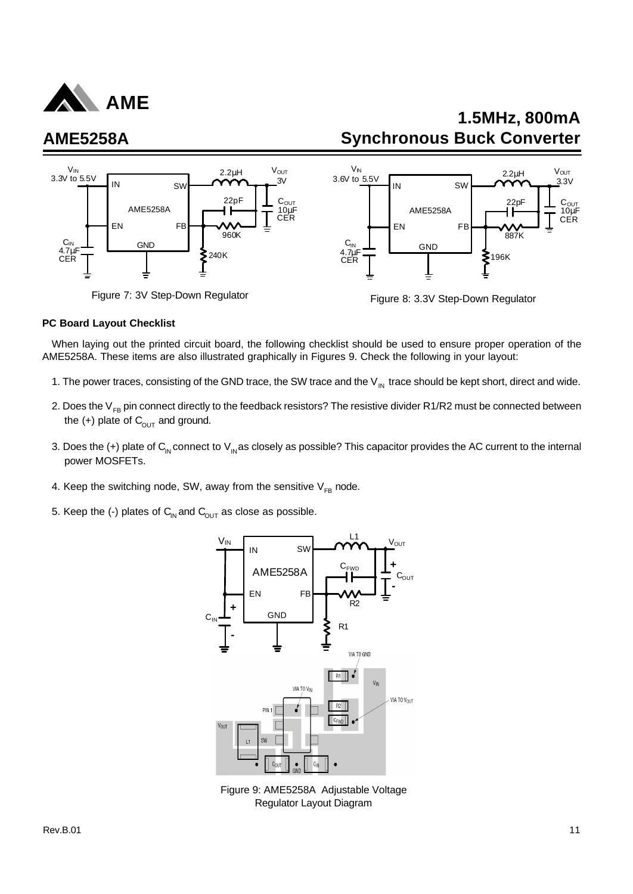Figure 7: 3V Step-Down Regulator

Figure 8: 3.3V Step-Down Regulator

**PC Board Layout Checklist**

When laying out the printed circuit board, the following checklist should be used to ensure proper operation of the AME5258A. These items are also illustrated graphically in Figures 9. Check the following in your layout:

1. The power traces, consisting of the GND trace, the SW trace and the $V_{IN}$ trace should be kept short, direct and wide.
2. Does the $V_{FB}$ pin connect directly to the feedback resistors? The resistive divider R1/R2 must be connected between the (+) plate of $C_{OUT}$ and ground.
3. Does the (+) plate of $C_{IN}$ connect to $V_{IN}$ as closely as possible? This capacitor provides the AC current to the internal power MOSFETs.
4. Keep the switching node, SW, away from the sensitive $V_{FB}$ node.
5. Keep the (-) plates of $C_{IN}$ and $C_{OUT}$ as close as possible.

Figure 9: AME5258A Adjustable Voltage Regulator Layout Diagram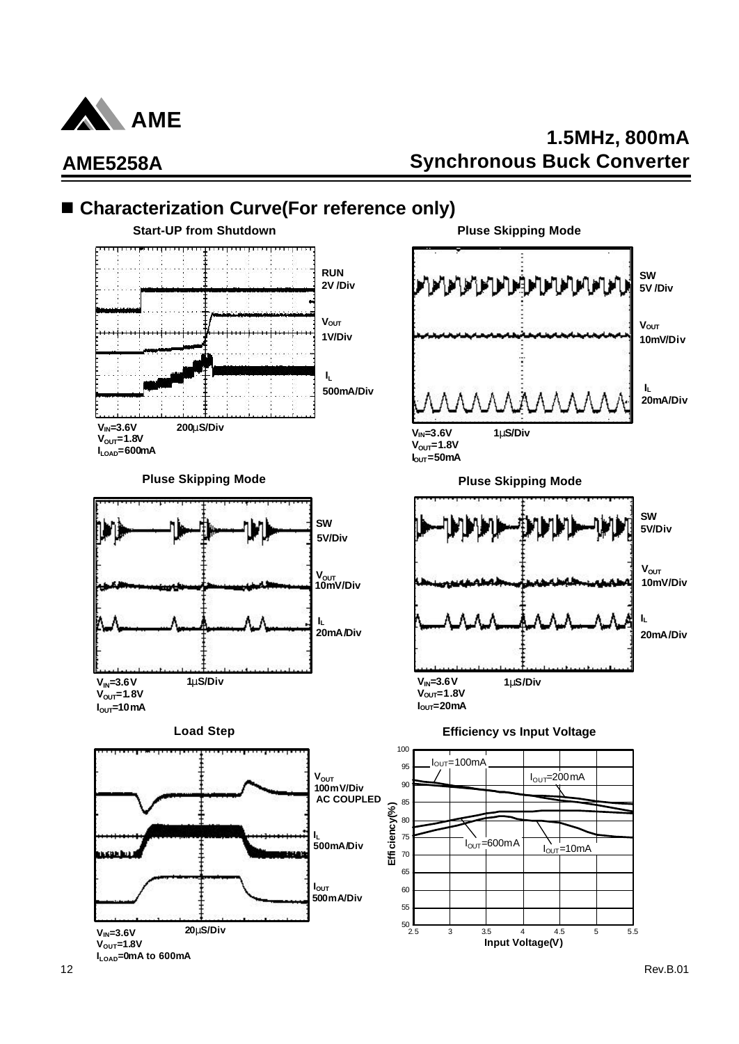## ■ Characterization Curve(For reference only)

**Start-UP from Shutdown**

RUN 2V /Div

$V_{OUT}$ 1V/Div

$I_L$ 500mA/Div

$V_{IN}$=3.6V 200µS/Div
$V_{OUT}$=1.8V
$I_{LOAD}$=600mA

**Pluse Skipping Mode**

SW 5V /Div

$V_{OUT}$ 10mV/Div

$I_L$ 20mA/Div

$V_{IN}$=3.6V 1µS/Div
$V_{OUT}$=1.8V
$I_{OUT}$=50mA

**Pluse Skipping Mode**

SW 5V/Div

$V_{OUT}$ 10mV/Div

$I_L$ 20mA/Div

$V_{IN}$=3.6V 1µS/Div
$V_{OUT}$=1.8V
$I_{OUT}$=10mA

**Pluse Skipping Mode**

SW 5V/Div

$V_{OUT}$ 10mV/Div

$I_L$ 20mA/Div

$V_{IN}$=3.6V 1µS/Div
$V_{OUT}$=1.8V
$I_{OUT}$=20mA

**Load Step**

$V_{OUT}$ 100mV/Div AC COUPLED

$I_L$ 500mA/Div

$I_{OUT}$ 500mA/Div

$V_{IN}$=3.6V 20µS/Div
$V_{OUT}$=1.8V
$I_{LOAD}$=0mA to 600mA

**Efficiency vs Input Voltage**

Efficiency(%): 50 – 100

Input Voltage(V): 2.5 – 5.5

$I_{OUT}$=100mA, $I_{OUT}$=200mA, $I_{OUT}$=600mA, $I_{OUT}$=10mA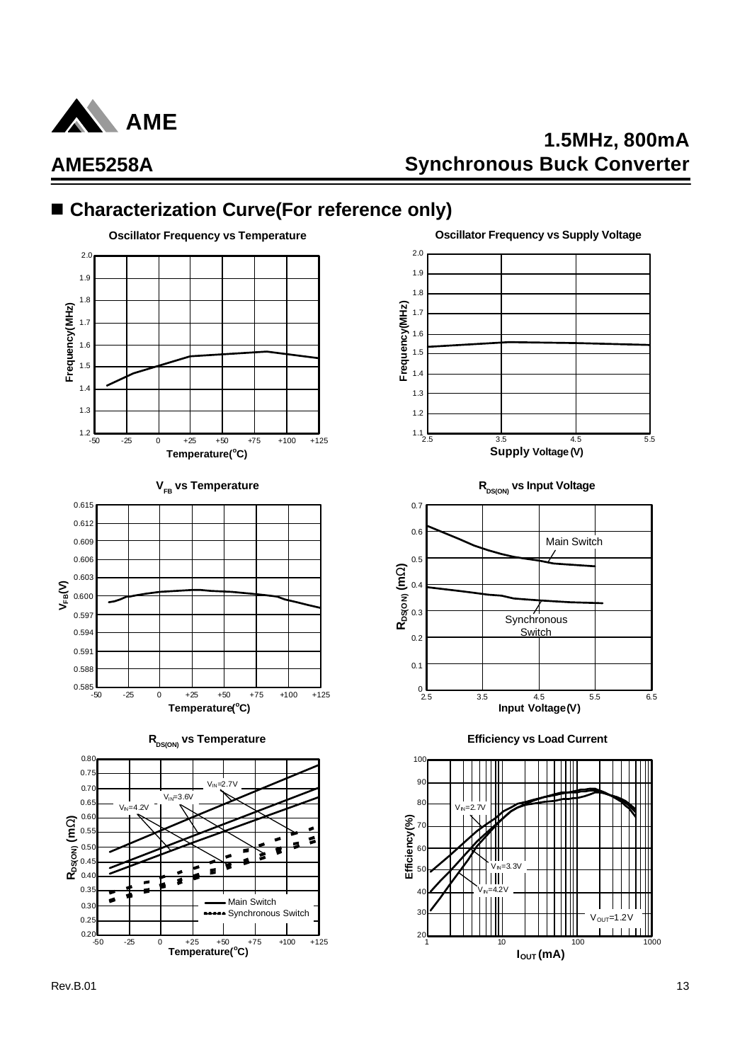## ■ Characterization Curve(For reference only)

**Oscillator Frequency vs Temperature**

Frequency(MHz) vs Temperature(°C)

**Oscillator Frequency vs Supply Voltage**

Frequency(MHz) vs Supply Voltage (V)

**$V_{FB}$ vs Temperature**

$V_{FB}$(V) vs Temperature(°C)

**$R_{DS(ON)}$ vs Input Voltage**

$R_{DS(ON)}$ (mΩ) vs Input Voltage(V)

Main Switch

Synchronous Switch

**$R_{DS(ON)}$ vs Temperature**

$R_{DS(ON)}$ (mΩ) vs Temperature(°C)

$V_{IN}$=2.7V, $V_{IN}$=3.6V, $V_{IN}$=4.2V

Main Switch

Synchronous Switch

**Efficiency vs Load Current**

Efficiency(%) vs $I_{OUT}$ (mA)

$V_{IN}$=2.7V, $V_{IN}$=3.3V, $V_{IN}$=4.2V

$V_{OUT}$=1.2V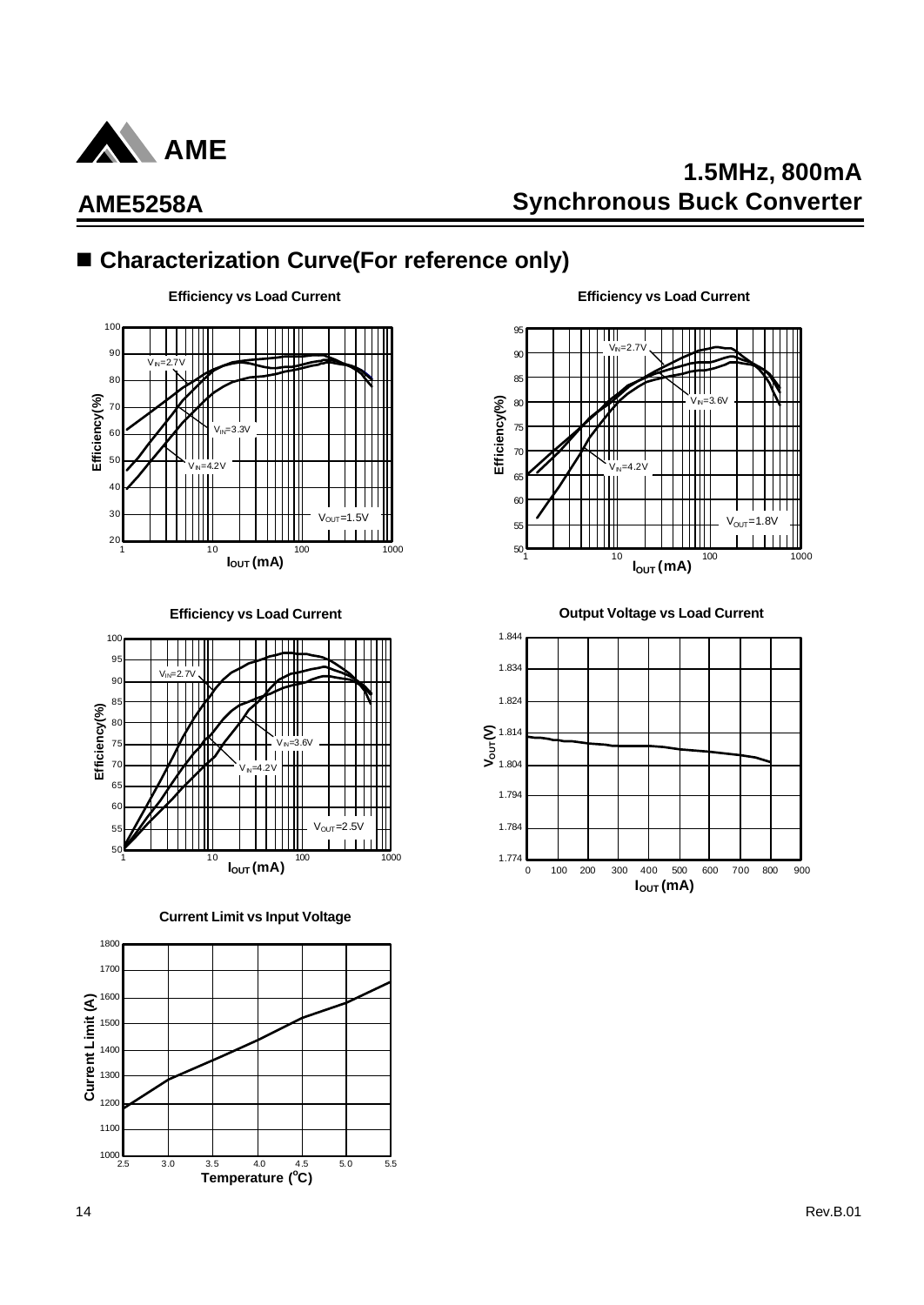## ■ Characterization Curve(For reference only)

**Efficiency vs Load Current**

Efficiency(%) vs $I_{OUT}$ (mA); $V_{IN}$=2.7V, $V_{IN}$=3.3V, $V_{IN}$=4.2V; $V_{OUT}$=1.5V

**Efficiency vs Load Current**

Efficiency(%) vs $I_{OUT}$ (mA); $V_{IN}$=2.7V, $V_{IN}$=3.6V, $V_{IN}$=4.2V; $V_{OUT}$=1.8V

**Efficiency vs Load Current**

Efficiency(%) vs $I_{OUT}$ (mA); $V_{IN}$=2.7V, $V_{IN}$=3.6V, $V_{IN}$=4.2V; $V_{OUT}$=2.5V

**Output Voltage vs Load Current**

$V_{OUT}$ (V) vs $I_{OUT}$ (mA)

**Current Limit vs Input Voltage**

Current Limit (A) vs Temperature (°C)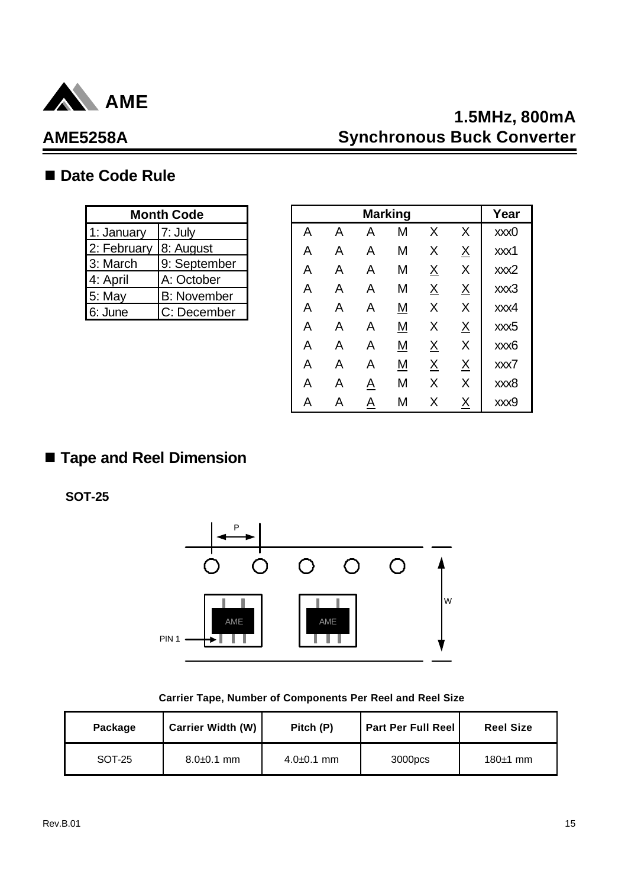## ■ Date Code Rule

| Month Code | |
|---|---|
| 1: January | 7: July |
| 2: February | 8: August |
| 3: March | 9: September |
| 4: April | A: October |
| 5: May | B: November |
| 6: June | C: December |

| Marking | | | | | | Year |
|---|---|---|---|---|---|---|
| A | A | A | M | X | X | xxx0 |
| A | A | A | M | X | <u>X</u> | xxx1 |
| A | A | A | M | <u>X</u> | X | xxx2 |
| A | A | A | M | <u>X</u> | <u>X</u> | xxx3 |
| A | A | A | <u>M</u> | X | X | xxx4 |
| A | A | A | <u>M</u> | X | <u>X</u> | xxx5 |
| A | A | A | <u>M</u> | <u>X</u> | X | xxx6 |
| A | A | A | <u>M</u> | <u>X</u> | <u>X</u> | xxx7 |
| A | A | <u>A</u> | M | X | X | xxx8 |
| A | A | <u>A</u> | M | X | <u>X</u> | xxx9 |

## ■ Tape and Reel Dimension

**SOT-25**

P

W

PIN 1

AME

AME

**Carrier Tape, Number of Components Per Reel and Reel Size**

| Package | Carrier Width (W) | Pitch (P) | Part Per Full Reel | Reel Size |
|---|---|---|---|---|
| SOT-25 | 8.0±0.1 mm | 4.0±0.1 mm | 3000pcs | 180±1 mm |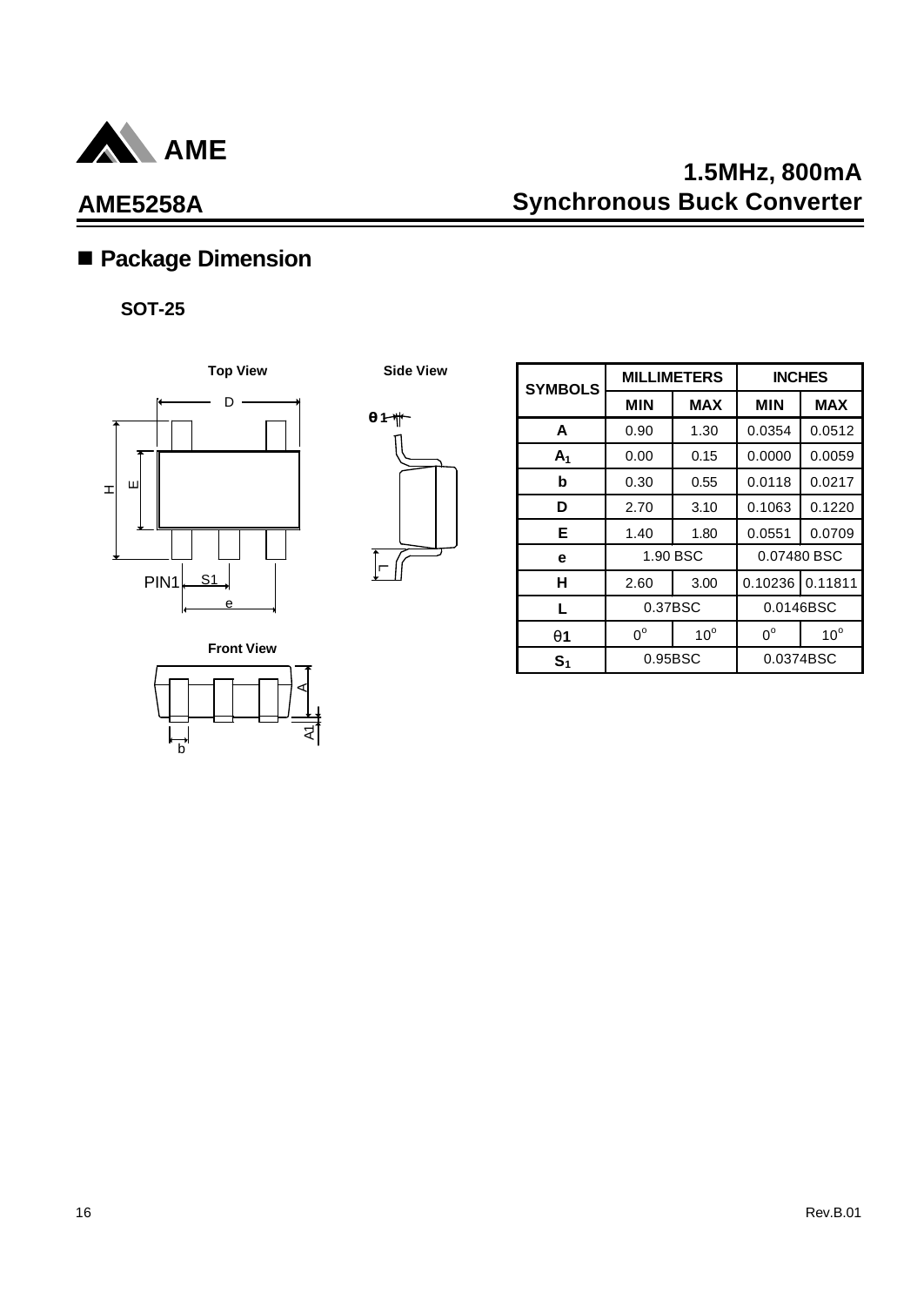## ■ Package Dimension

**SOT-25**

Top View

Side View

Front View

| SYMBOLS | MILLIMETERS | | INCHES | |
|---|---|---|---|---|
| | MIN | MAX | MIN | MAX |
| A | 0.90 | 1.30 | 0.0354 | 0.0512 |
| $A_1$ | 0.00 | 0.15 | 0.0000 | 0.0059 |
| b | 0.30 | 0.55 | 0.0118 | 0.0217 |
| D | 2.70 | 3.10 | 0.1063 | 0.1220 |
| E | 1.40 | 1.80 | 0.0551 | 0.0709 |
| e | 1.90 BSC | | 0.07480 BSC | |
| H | 2.60 | 3.00 | 0.10236 | 0.11811 |
| L | 0.37BSC | | 0.0146BSC | |
| θ1 | $0^o$ | $10^o$ | $0^o$ | $10^o$ |
| $S_1$ | 0.95BSC | | 0.0374BSC | |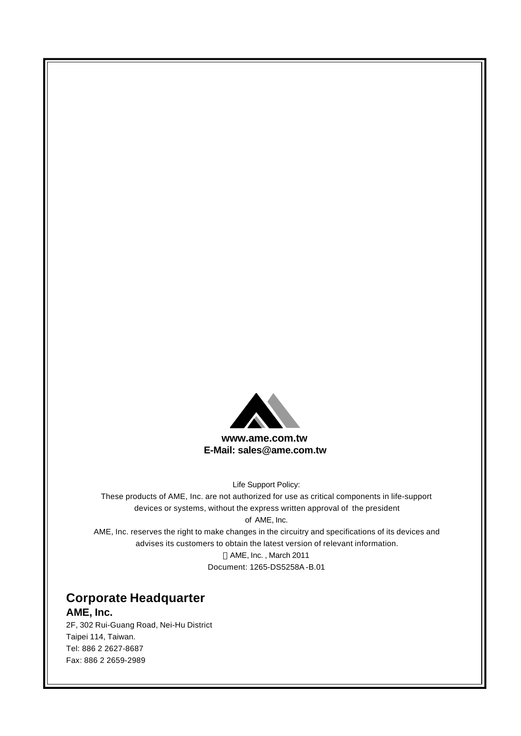**www.ame.com.tw**
**E-Mail: sales@ame.com.tw**

Life Support Policy:
These products of AME, Inc. are not authorized for use as critical components in life-support devices or systems, without the express written approval of the president of AME, Inc.

AME, Inc. reserves the right to make changes in the circuitry and specifications of its devices and advises its customers to obtain the latest version of relevant information.

 AME, Inc. , March 2011
Document: 1265-DS5258A-B.01

## Corporate Headquarter

**AME, Inc.**

2F, 302 Rui-Guang Road, Nei-Hu District
Taipei 114, Taiwan.
Tel: 886 2 2627-8687
Fax: 886 2 2659-2989